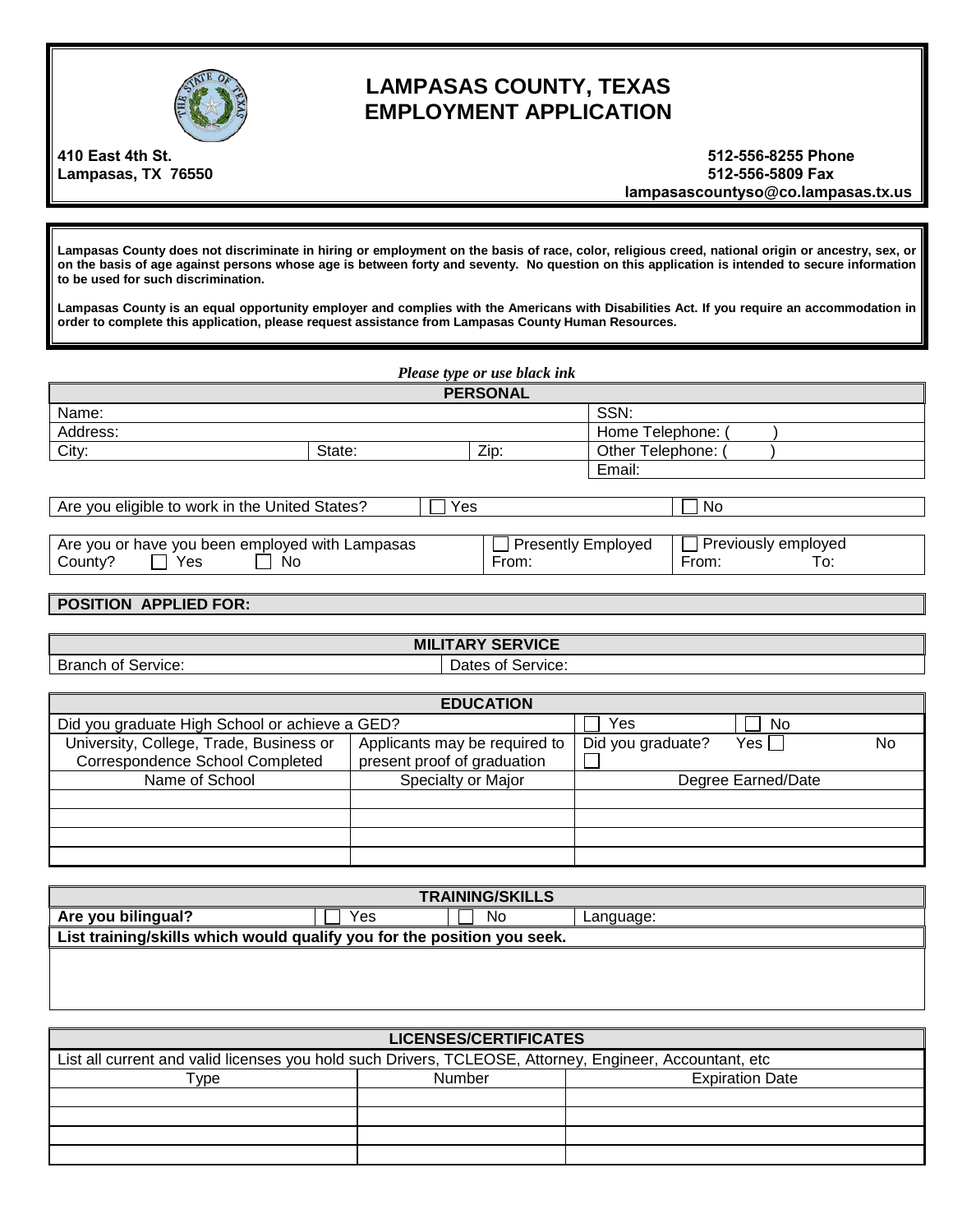# LAMPASAS COUNTY, TEXAS
# EMPLOYMENT APPLICATION

**410 East 4th St.**
**Lampasas, TX 76550**

**512-556-8255 Phone**
**512-556-5809 Fax**
**lampasascountyso@co.lampasas.tx.us**

**Lampasas County does not discriminate in hiring or employment on the basis of race, color, religious creed, national origin or ancestry, sex, or on the basis of age against persons whose age is between forty and seventy. No question on this application is intended to secure information to be used for such discrimination.**

**Lampasas County is an equal opportunity employer and complies with the Americans with Disabilities Act. If you require an accommodation in order to complete this application, please request assistance from Lampasas County Human Resources.**

***Please type or use black ink***

## PERSONAL

| Name: | | | SSN: |
|---|---|---|---|
| Address: | | | Home Telephone: ( ) |
| City: | State: | Zip: | Other Telephone: ( ) |
| | | | Email: |

| Are you eligible to work in the United States? | ☐ Yes | ☐ No |
|---|---|---|

| Are you or have you been employed with Lampasas County? ☐ Yes ☐ No | ☐ Presently Employed From: | ☐ Previously employed From: To: |
|---|---|---|

**POSITION APPLIED FOR:**

## MILITARY SERVICE

| Branch of Service: | Dates of Service: |
|---|---|

## EDUCATION

| Did you graduate High School or achieve a GED? | | ☐ Yes | ☐ No |
|---|---|---|---|
| University, College, Trade, Business or Correspondence School Completed | Applicants may be required to present proof of graduation | Did you graduate? Yes ☐ No ☐ | |
| Name of School | Specialty or Major | Degree Earned/Date | |
| | | | |
| | | | |
| | | | |
| | | | |

## TRAINING/SKILLS

| **Are you bilingual?** | ☐ Yes | ☐ No | Language: |
|---|---|---|---|

**List training/skills which would qualify you for the position you seek.**

## LICENSES/CERTIFICATES

List all current and valid licenses you hold such Drivers, TCLEOSE, Attorney, Engineer, Accountant, etc

| Type | Number | Expiration Date |
|---|---|---|
| | | |
| | | |
| | | |
| | | |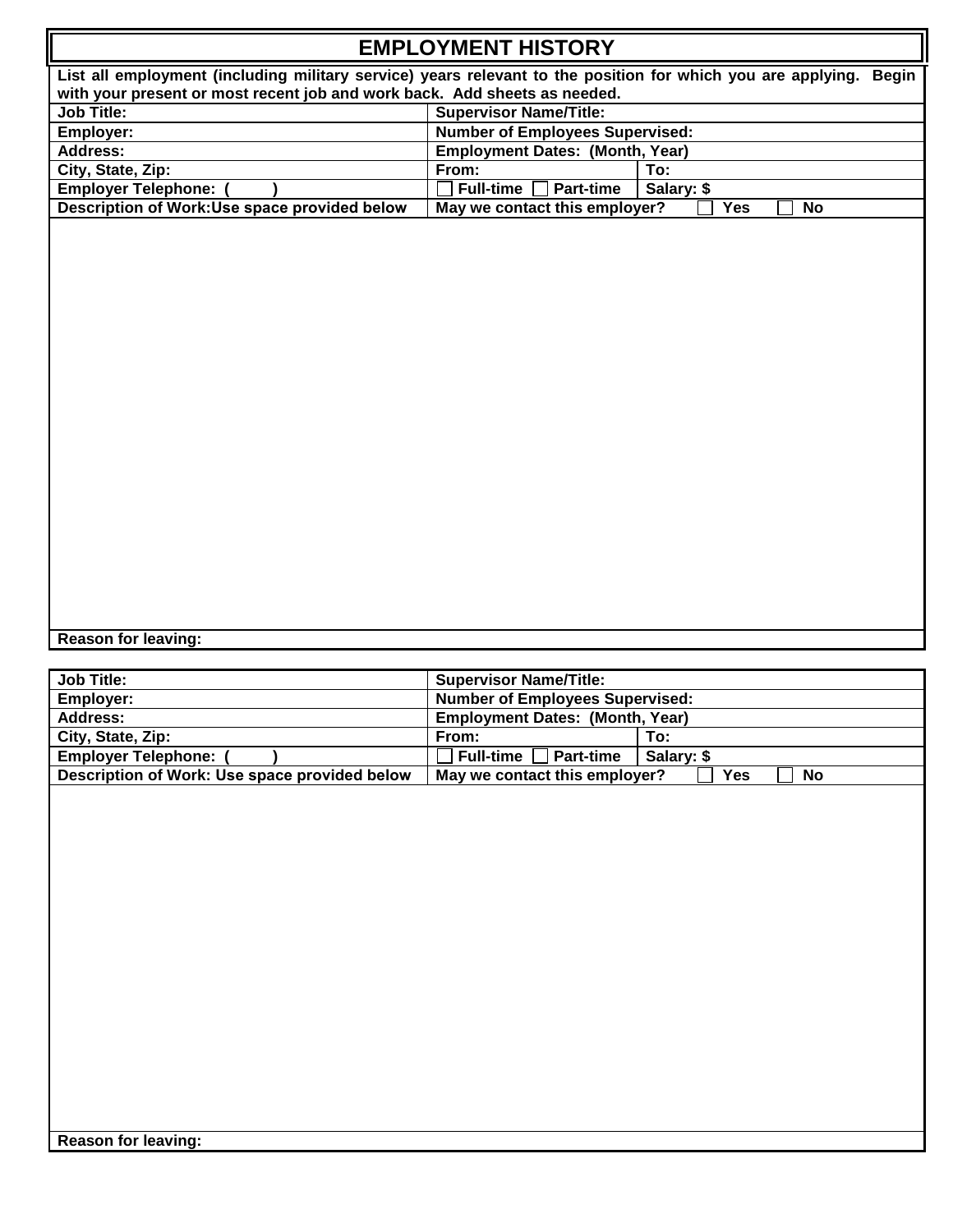# EMPLOYMENT HISTORY

**List all employment (including military service) years relevant to the position for which you are applying. Begin with your present or most recent job and work back. Add sheets as needed.**

| | | |
|---|---|---|
| **Job Title:** | **Supervisor Name/Title:** | |
| **Employer:** | **Number of Employees Supervised:** | |
| **Address:** | **Employment Dates: (Month, Year)** | |
| **City, State, Zip:** | **From:** | **To:** |
| **Employer Telephone: (      )** | ☐ **Full-time** ☐ **Part-time** | **Salary: $** |
| **Description of Work:Use space provided below** | **May we contact this employer?** ☐ **Yes** ☐ **No** | |

**Reason for leaving:**

| | | |
|---|---|---|
| **Job Title:** | **Supervisor Name/Title:** | |
| **Employer:** | **Number of Employees Supervised:** | |
| **Address:** | **Employment Dates: (Month, Year)** | |
| **City, State, Zip:** | **From:** | **To:** |
| **Employer Telephone: (      )** | ☐ **Full-time** ☐ **Part-time** | **Salary: $** |
| **Description of Work: Use space provided below** | **May we contact this employer?** ☐ **Yes** ☐ **No** | |

**Reason for leaving:**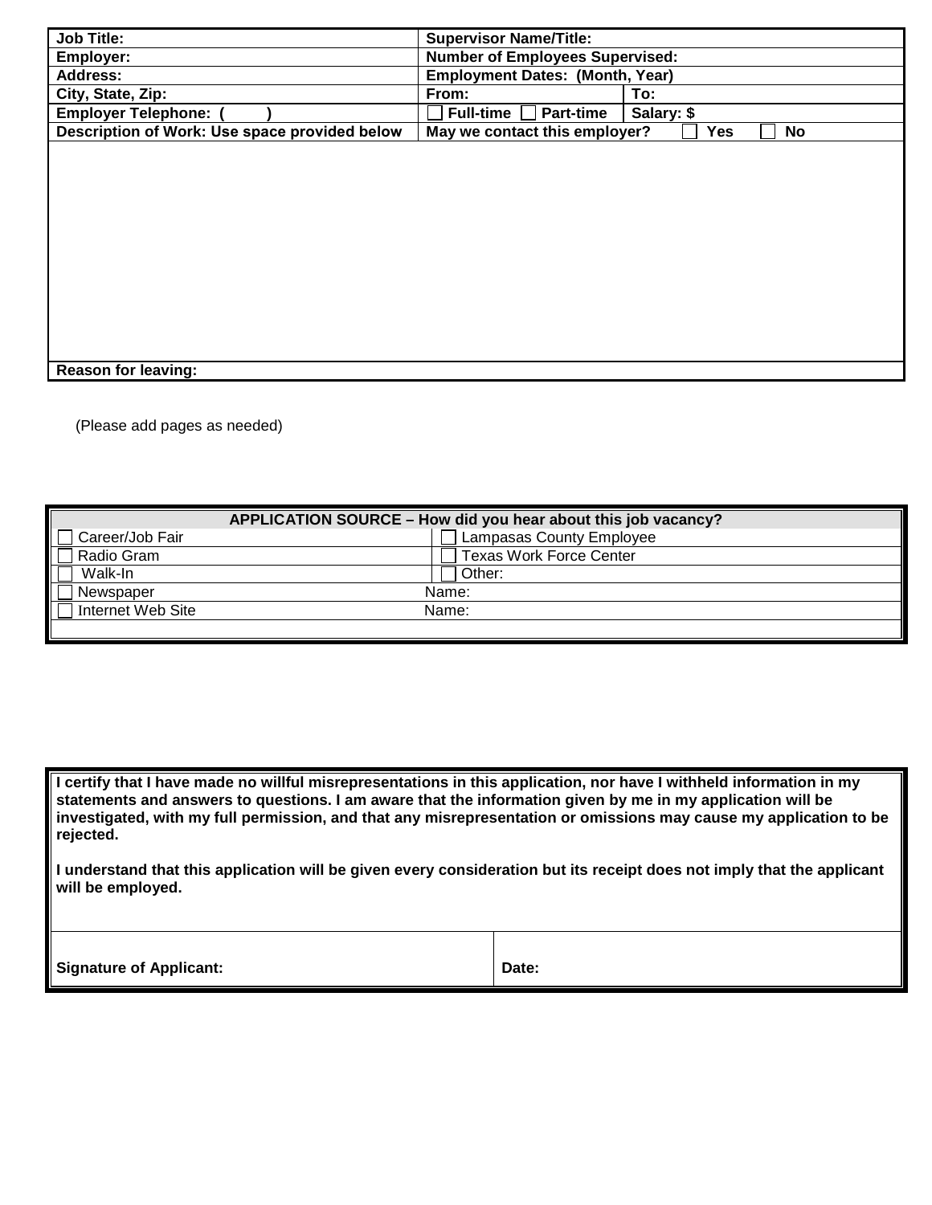| | |
|---|---|
| **Job Title:** | **Supervisor Name/Title:** |
| **Employer:** | **Number of Employees Supervised:** |
| **Address:** | **Employment Dates: (Month, Year)** |
| **City, State, Zip:** | **From:** &nbsp;&nbsp;&nbsp; **To:** |
| **Employer Telephone: ( )** | ☐ **Full-time** ☐ **Part-time** &nbsp;&nbsp; **Salary: $** |
| **Description of Work: Use space provided below** | **May we contact this employer?** ☐ **Yes** ☐ **No** |
| | |
| **Reason for leaving:** | |

(Please add pages as needed)

| **APPLICATION SOURCE – How did you hear about this job vacancy?** | |
|---|---|
| ☐ Career/Job Fair | ☐ Lampasas County Employee |
| ☐ Radio Gram | ☐ Texas Work Force Center |
| ☐ Walk-In | ☐ Other: |
| ☐ Newspaper | Name: |
| ☐ Internet Web Site | Name: |

**I certify that I have made no willful misrepresentations in this application, nor have I withheld information in my statements and answers to questions. I am aware that the information given by me in my application will be investigated, with my full permission, and that any misrepresentation or omissions may cause my application to be rejected.**

**I understand that this application will be given every consideration but its receipt does not imply that the applicant will be employed.**

| | |
|---|---|
| **Signature of Applicant:** | **Date:** |